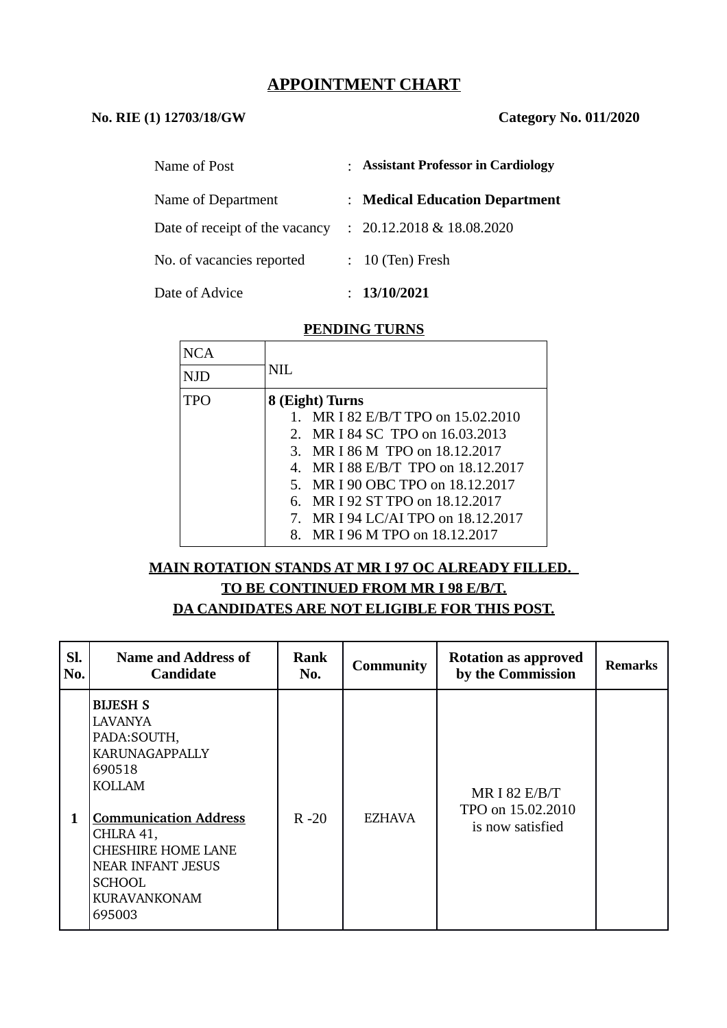# APPOINTMENT CHART

**No. RIE (1) 12703/18/GW** **Category No. 011/2020**

| | | |
|---|---|---|
| Name of Post | : | **Assistant Professor in Cardiology** |
| Name of Department | : | **Medical Education Department** |
| Date of receipt of the vacancy | : | 20.12.2018 & 18.08.2020 |
| No. of vacancies reported | : | 10 (Ten) Fresh |
| Date of Advice | : | **13/10/2021** |

## PENDING TURNS

| | |
|---|---|
| NCA | NIL |
| NJD | |
| TPO | **8 (Eight) Turns**<br>1. MR I 82 E/B/T TPO on 15.02.2010<br>2. MR I 84 SC TPO on 16.03.2013<br>3. MR I 86 M TPO on 18.12.2017<br>4. MR I 88 E/B/T TPO on 18.12.2017<br>5. MR I 90 OBC TPO on 18.12.2017<br>6. MR I 92 ST TPO on 18.12.2017<br>7. MR I 94 LC/AI TPO on 18.12.2017<br>8. MR I 96 M TPO on 18.12.2017 |

**MAIN ROTATION STANDS AT MR I 97 OC ALREADY FILLED.**
**TO BE CONTINUED FROM MR I 98 E/B/T.**
**DA CANDIDATES ARE NOT ELIGIBLE FOR THIS POST.**

| Sl. No. | Name and Address of Candidate | Rank No. | Community | Rotation as approved by the Commission | Remarks |
|---|---|---|---|---|---|
| 1 | **BIJESH S**<br>LAVANYA<br>PADA:SOUTH,<br>KARUNAGAPPALLY<br>690518<br>KOLLAM<br><br>**Communication Address**<br>CHLRA 41,<br>CHESHIRE HOME LANE<br>NEAR INFANT JESUS SCHOOL<br>KURAVANKONAM<br>695003 | R -20 | EZHAVA | MR I 82 E/B/T TPO on 15.02.2010 is now satisfied | |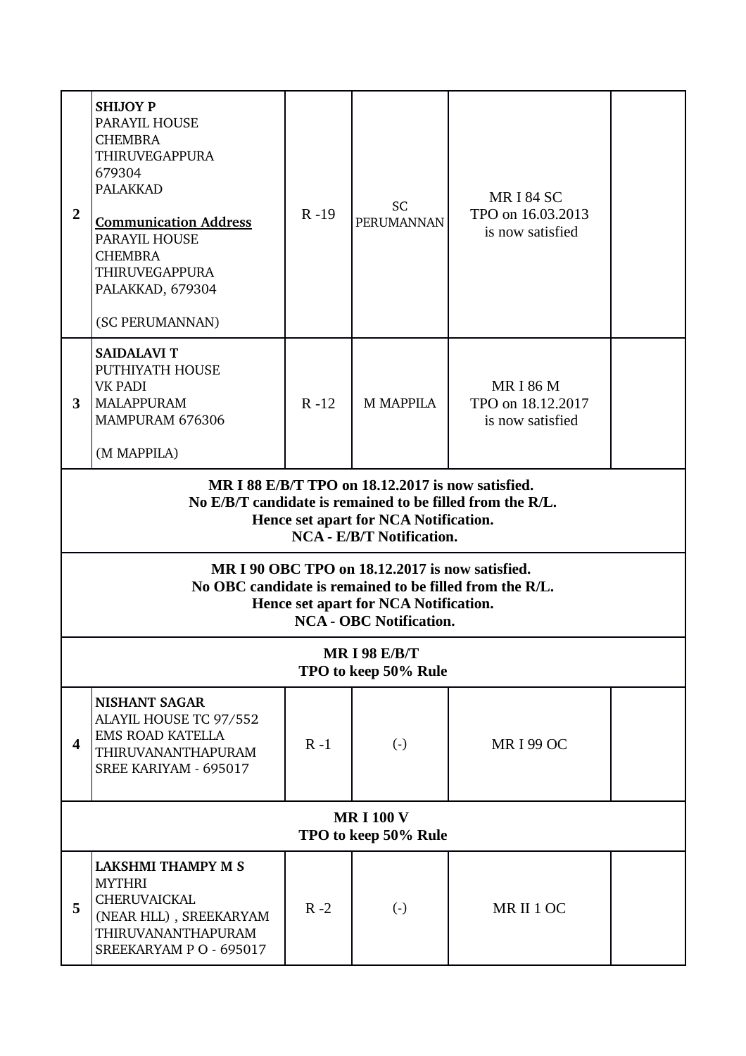| | | | | | |
|---|---|---|---|---|---|
| 2 | **SHIJOY P**<br>PARAYIL HOUSE<br>CHEMBRA<br>THIRUVEGAPPURA<br>679304<br>PALAKKAD<br><br>**Communication Address**<br>PARAYIL HOUSE<br>CHEMBRA<br>THIRUVEGAPPURA<br>PALAKKAD, 679304<br><br>(SC PERUMANNAN) | R -19 | SC PERUMANNAN | MR I 84 SC<br>TPO on 16.03.2013<br>is now satisfied | |
| 3 | **SAIDALAVI T**<br>PUTHIYATH HOUSE<br>VK PADI<br>MALAPPURAM<br>MAMPURAM 676306<br><br>(M MAPPILA) | R -12 | M MAPPILA | MR I 86 M<br>TPO on 18.12.2017<br>is now satisfied | |
| **MR I 88 E/B/T TPO on 18.12.2017 is now satisfied.<br>No E/B/T candidate is remained to be filled from the R/L.<br>Hence set apart for NCA Notification.<br>NCA - E/B/T Notification.** | | | | | |
| **MR I 90 OBC TPO on 18.12.2017 is now satisfied.<br>No OBC candidate is remained to be filled from the R/L.<br>Hence set apart for NCA Notification.<br>NCA - OBC Notification.** | | | | | |
| **MR I 98 E/B/T<br>TPO to keep 50% Rule** | | | | | |
| 4 | **NISHANT SAGAR**<br>ALAYIL HOUSE TC 97/552<br>EMS ROAD KATELLA<br>THIRUVANANTHAPURAM<br>SREE KARIYAM - 695017 | R -1 | (-) | MR I 99 OC | |
| **MR I 100 V<br>TPO to keep 50% Rule** | | | | | |
| 5 | **LAKSHMI THAMPY M S**<br>MYTHRI<br>CHERUVAICKAL<br>(NEAR HLL) , SREEKARYAM<br>THIRUVANANTHAPURAM<br>SREEKARYAM P O - 695017 | R -2 | (-) | MR II 1 OC | |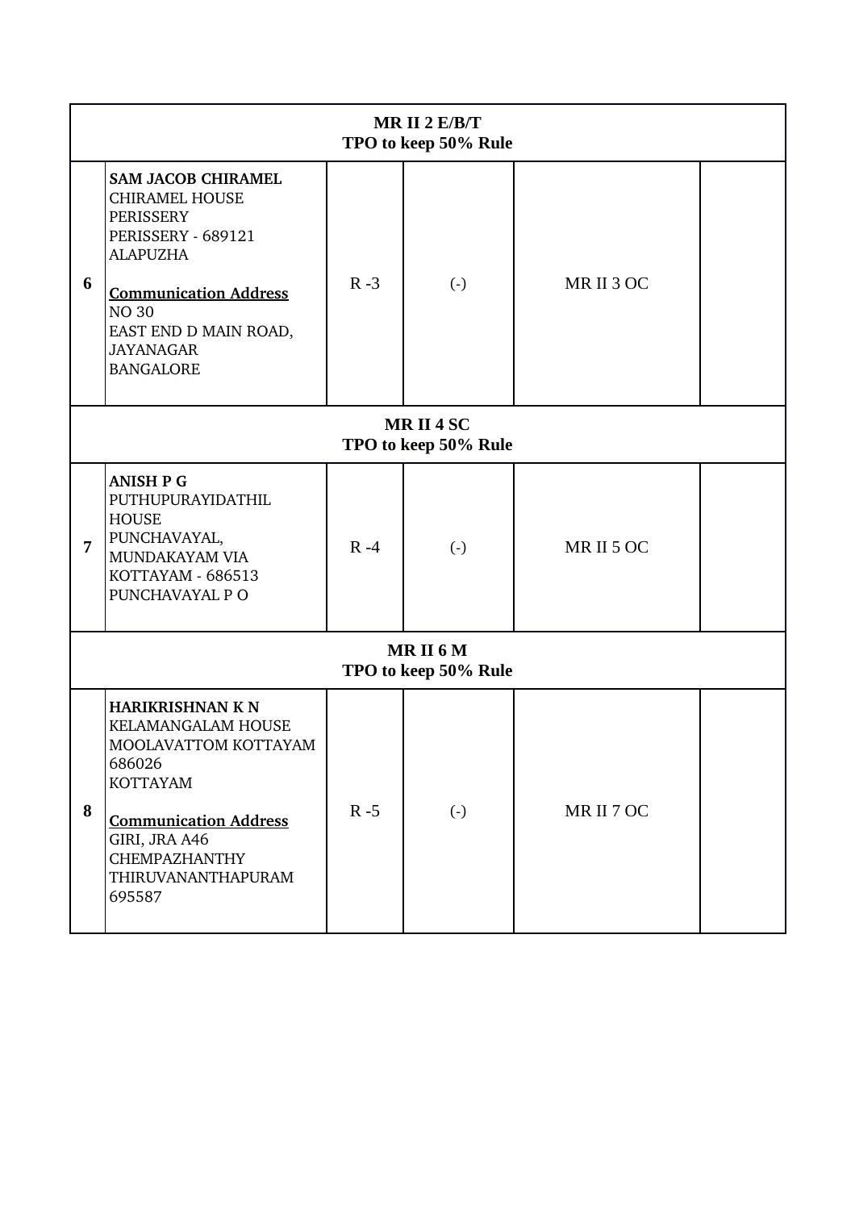| | | | | | |
|---|---|---|---|---|---|
| **MR II 2 E/B/T**<br>**TPO to keep 50% Rule** | | | | | |
| **6** | **SAM JACOB CHIRAMEL**<br>CHIRAMEL HOUSE<br>PERISSERY<br>PERISSERY - 689121<br>ALAPUZHA<br><br>**Communication Address**<br>NO 30<br>EAST END D MAIN ROAD,<br>JAYANAGAR<br>BANGALORE | R -3 | (-) | MR II 3 OC | |
| **MR II 4 SC**<br>**TPO to keep 50% Rule** | | | | | |
| **7** | **ANISH P G**<br>PUTHUPURAYIDATHIL<br>HOUSE<br>PUNCHAVAYAL,<br>MUNDAKAYAM VIA<br>KOTTAYAM - 686513<br>PUNCHAVAYAL P O | R -4 | (-) | MR II 5 OC | |
| **MR II 6 M**<br>**TPO to keep 50% Rule** | | | | | |
| **8** | **HARIKRISHNAN K N**<br>KELAMANGALAM HOUSE<br>MOOLAVATTOM KOTTAYAM<br>686026<br>KOTTAYAM<br><br>**Communication Address**<br>GIRI, JRA A46<br>CHEMPAZHANTHY<br>THIRUVANANTHAPURAM<br>695587 | R -5 | (-) | MR II 7 OC | |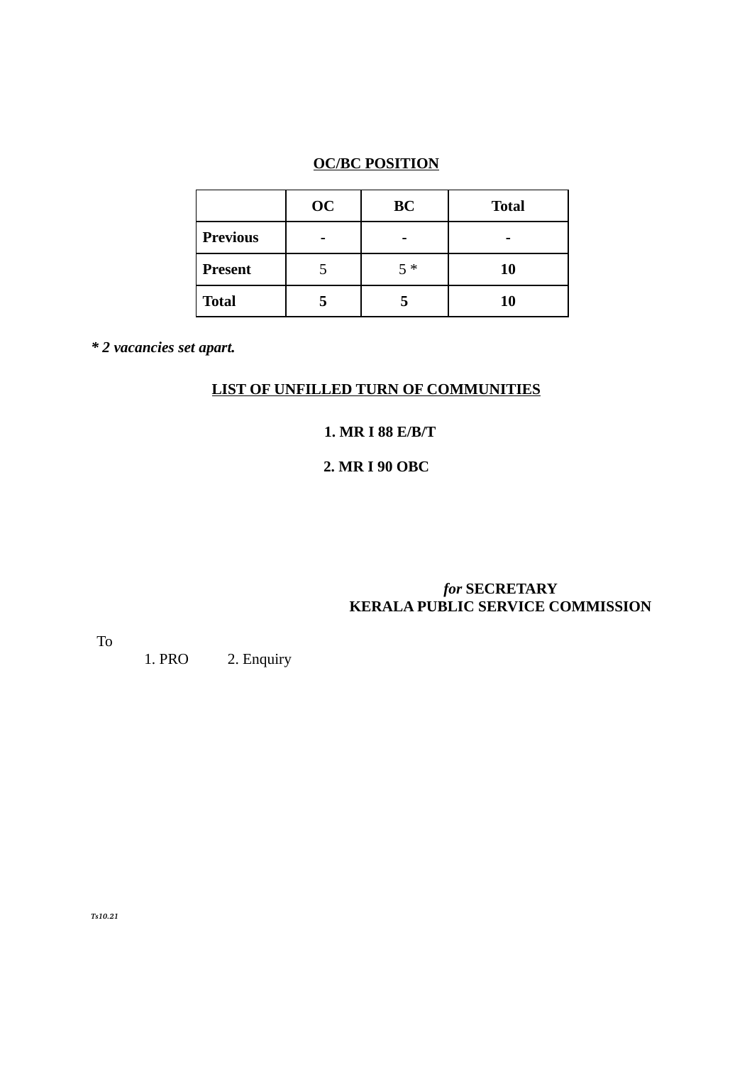**<u>OC/BC POSITION</u>**

| | OC | BC | Total |
|---|---|---|---|
| **Previous** | - | - | - |
| **Present** | 5 | 5 * | **10** |
| **Total** | **5** | **5** | **10** |

***\* 2 vacancies set apart.***

**<u>LIST OF UNFILLED TURN OF COMMUNITIES</u>**

**1. MR I 88 E/B/T**

**2. MR I 90 OBC**

*for* **SECRETARY**
**KERALA PUBLIC SERVICE COMMISSION**

To
1. PRO 2. Enquiry

*Ts10.21*